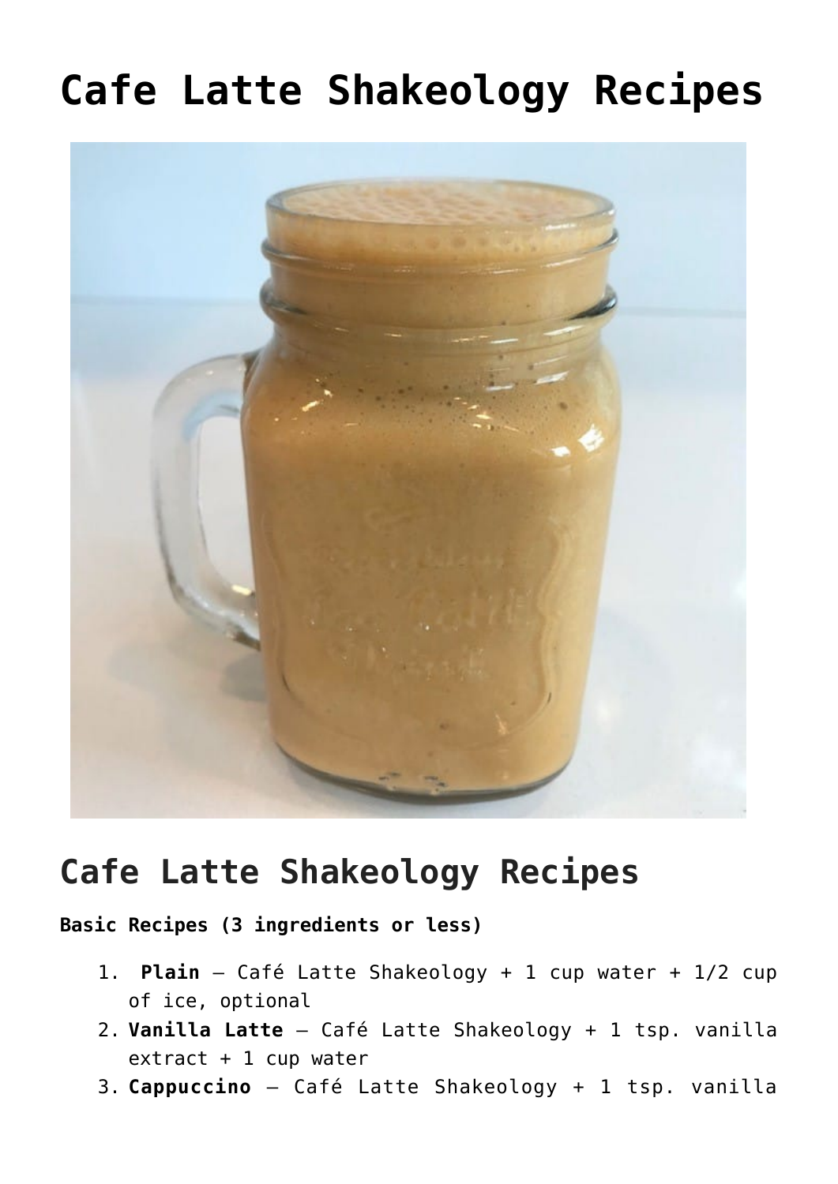# Cafe Latte Shakeology Recipes

## Cafe Latte Shakeology Recipes

**Basic Recipes (3 ingredients or less)**

1. **Plain** – Café Latte Shakeology + 1 cup water + 1/2 cup of ice, optional
2. **Vanilla Latte** – Café Latte Shakeology + 1 tsp. vanilla extract + 1 cup water
3. **Cappuccino** – Café Latte Shakeology + 1 tsp. vanilla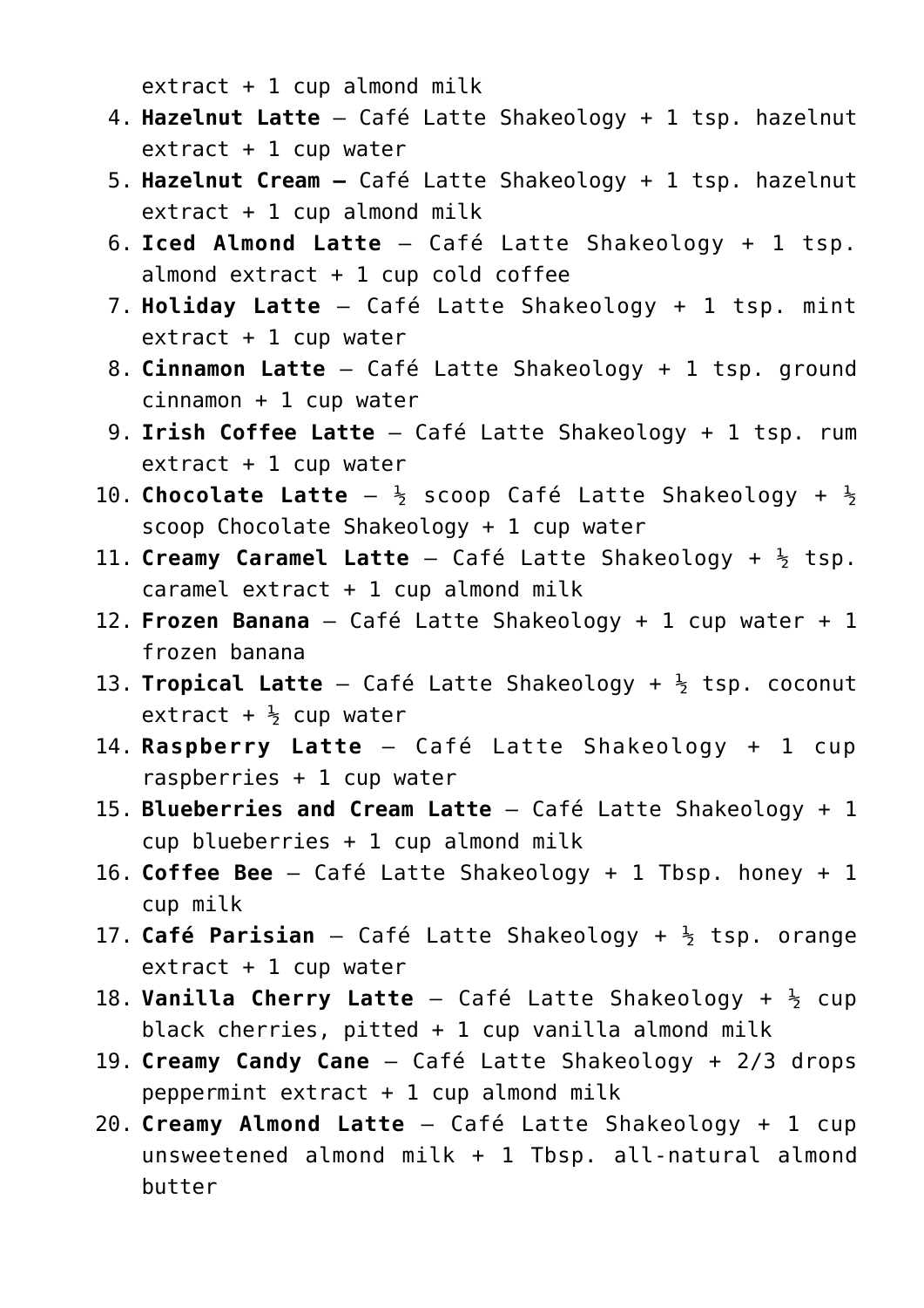extract + 1 cup almond milk

4. **Hazelnut Latte** – Café Latte Shakeology + 1 tsp. hazelnut extract + 1 cup water
5. **Hazelnut Cream –** Café Latte Shakeology + 1 tsp. hazelnut extract + 1 cup almond milk
6. **Iced Almond Latte** – Café Latte Shakeology + 1 tsp. almond extract + 1 cup cold coffee
7. **Holiday Latte** – Café Latte Shakeology + 1 tsp. mint extract + 1 cup water
8. **Cinnamon Latte** – Café Latte Shakeology + 1 tsp. ground cinnamon + 1 cup water
9. **Irish Coffee Latte** – Café Latte Shakeology + 1 tsp. rum extract + 1 cup water
10. **Chocolate Latte** – ½ scoop Café Latte Shakeology + ½ scoop Chocolate Shakeology + 1 cup water
11. **Creamy Caramel Latte** – Café Latte Shakeology + ½ tsp. caramel extract + 1 cup almond milk
12. **Frozen Banana** – Café Latte Shakeology + 1 cup water + 1 frozen banana
13. **Tropical Latte** – Café Latte Shakeology + ½ tsp. coconut extract + ½ cup water
14. **Raspberry Latte** – Café Latte Shakeology + 1 cup raspberries + 1 cup water
15. **Blueberries and Cream Latte** – Café Latte Shakeology + 1 cup blueberries + 1 cup almond milk
16. **Coffee Bee** – Café Latte Shakeology + 1 Tbsp. honey + 1 cup milk
17. **Café Parisian** – Café Latte Shakeology + ½ tsp. orange extract + 1 cup water
18. **Vanilla Cherry Latte** – Café Latte Shakeology + ½ cup black cherries, pitted + 1 cup vanilla almond milk
19. **Creamy Candy Cane** – Café Latte Shakeology + 2/3 drops peppermint extract + 1 cup almond milk
20. **Creamy Almond Latte** – Café Latte Shakeology + 1 cup unsweetened almond milk + 1 Tbsp. all-natural almond butter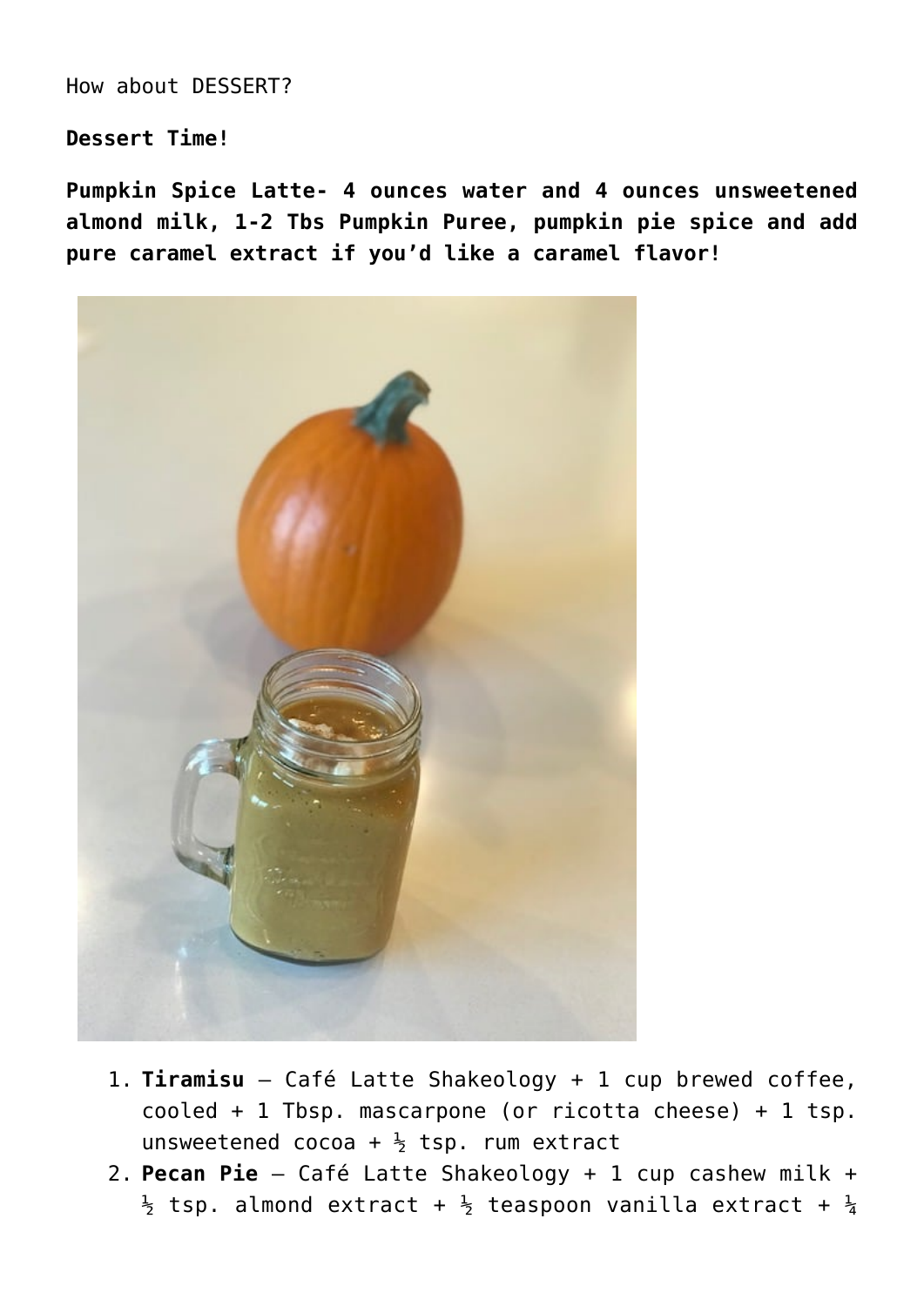How about DESSERT?

**Dessert Time!**

**Pumpkin Spice Latte- 4 ounces water and 4 ounces unsweetened almond milk, 1-2 Tbs Pumpkin Puree, pumpkin pie spice and add pure caramel extract if you'd like a caramel flavor!**

1. **Tiramisu** – Café Latte Shakeology + 1 cup brewed coffee, cooled + 1 Tbsp. mascarpone (or ricotta cheese) + 1 tsp. unsweetened cocoa + ½ tsp. rum extract
2. **Pecan Pie** – Café Latte Shakeology + 1 cup cashew milk + ½ tsp. almond extract + ½ teaspoon vanilla extract + ¼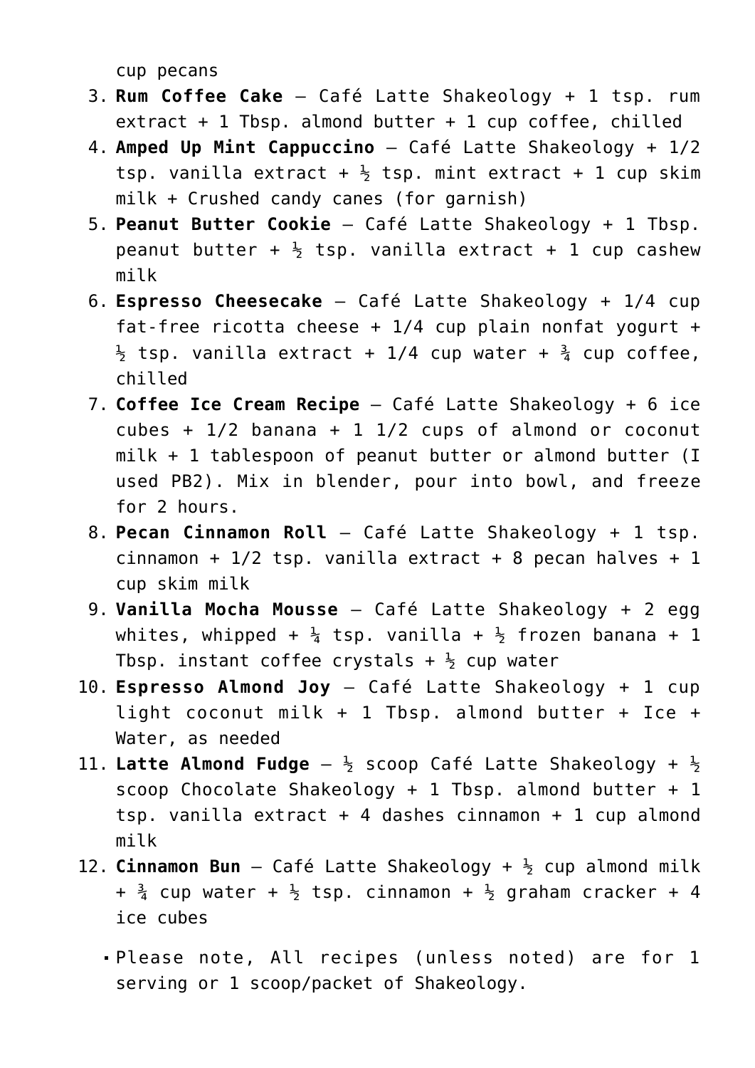cup pecans

3. **Rum Coffee Cake** – Café Latte Shakeology + 1 tsp. rum extract + 1 Tbsp. almond butter + 1 cup coffee, chilled
4. **Amped Up Mint Cappuccino** – Café Latte Shakeology + 1/2 tsp. vanilla extract + ½ tsp. mint extract + 1 cup skim milk + Crushed candy canes (for garnish)
5. **Peanut Butter Cookie** – Café Latte Shakeology + 1 Tbsp. peanut butter + ½ tsp. vanilla extract + 1 cup cashew milk
6. **Espresso Cheesecake** – Café Latte Shakeology + 1/4 cup fat-free ricotta cheese + 1/4 cup plain nonfat yogurt + ½ tsp. vanilla extract + 1/4 cup water + ¾ cup coffee, chilled
7. **Coffee Ice Cream Recipe** – Café Latte Shakeology + 6 ice cubes + 1/2 banana + 1 1/2 cups of almond or coconut milk + 1 tablespoon of peanut butter or almond butter (I used PB2). Mix in blender, pour into bowl, and freeze for 2 hours.
8. **Pecan Cinnamon Roll** – Café Latte Shakeology + 1 tsp. cinnamon + 1/2 tsp. vanilla extract + 8 pecan halves + 1 cup skim milk
9. **Vanilla Mocha Mousse** – Café Latte Shakeology + 2 egg whites, whipped + ¼ tsp. vanilla + ½ frozen banana + 1 Tbsp. instant coffee crystals + ½ cup water
10. **Espresso Almond Joy** – Café Latte Shakeology + 1 cup light coconut milk + 1 Tbsp. almond butter + Ice + Water, as needed
11. **Latte Almond Fudge** – ½ scoop Café Latte Shakeology + ½ scoop Chocolate Shakeology + 1 Tbsp. almond butter + 1 tsp. vanilla extract + 4 dashes cinnamon + 1 cup almond milk
12. **Cinnamon Bun** – Café Latte Shakeology + ½ cup almond milk + ¾ cup water + ½ tsp. cinnamon + ½ graham cracker + 4 ice cubes

- Please note, All recipes (unless noted) are for 1 serving or 1 scoop/packet of Shakeology.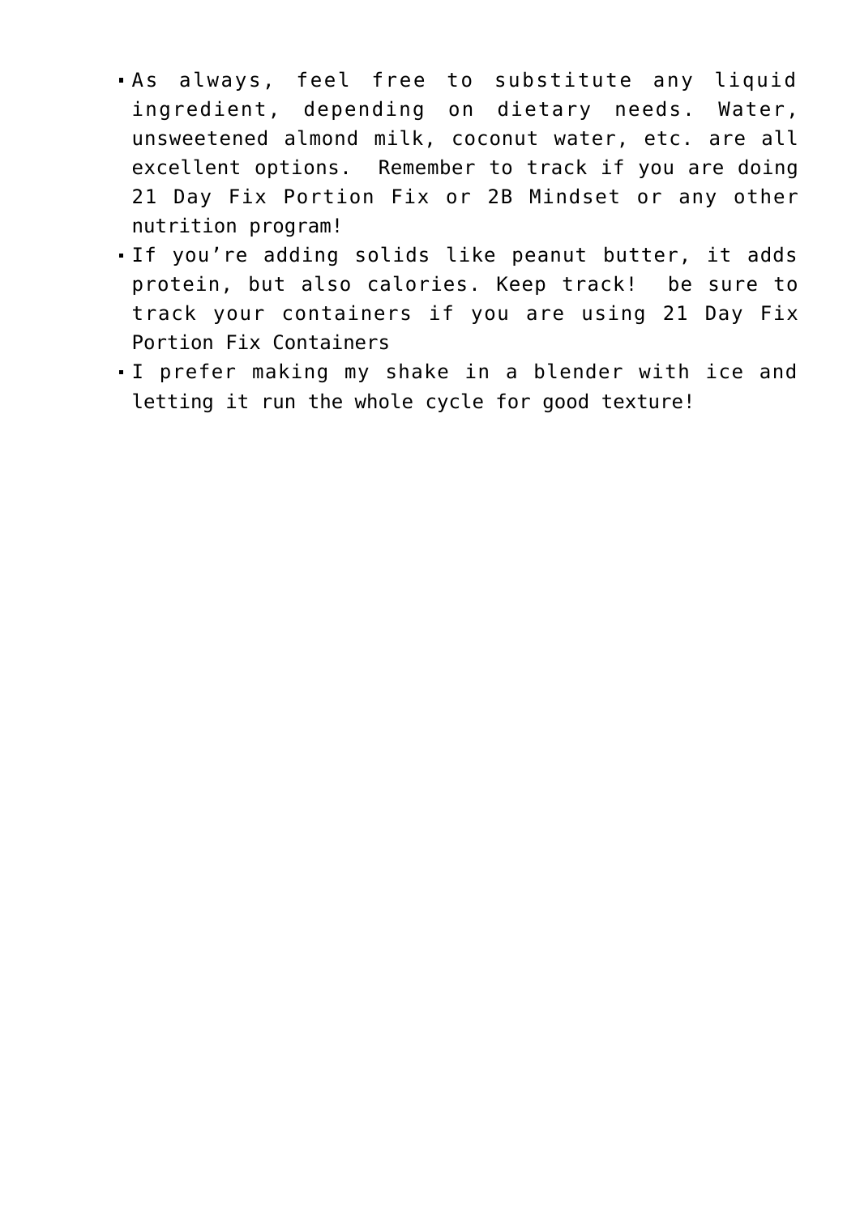- As always, feel free to substitute any liquid ingredient, depending on dietary needs. Water, unsweetened almond milk, coconut water, etc. are all excellent options. Remember to track if you are doing 21 Day Fix Portion Fix or 2B Mindset or any other nutrition program!
- If you're adding solids like peanut butter, it adds protein, but also calories. Keep track! be sure to track your containers if you are using 21 Day Fix Portion Fix Containers
- I prefer making my shake in a blender with ice and letting it run the whole cycle for good texture!